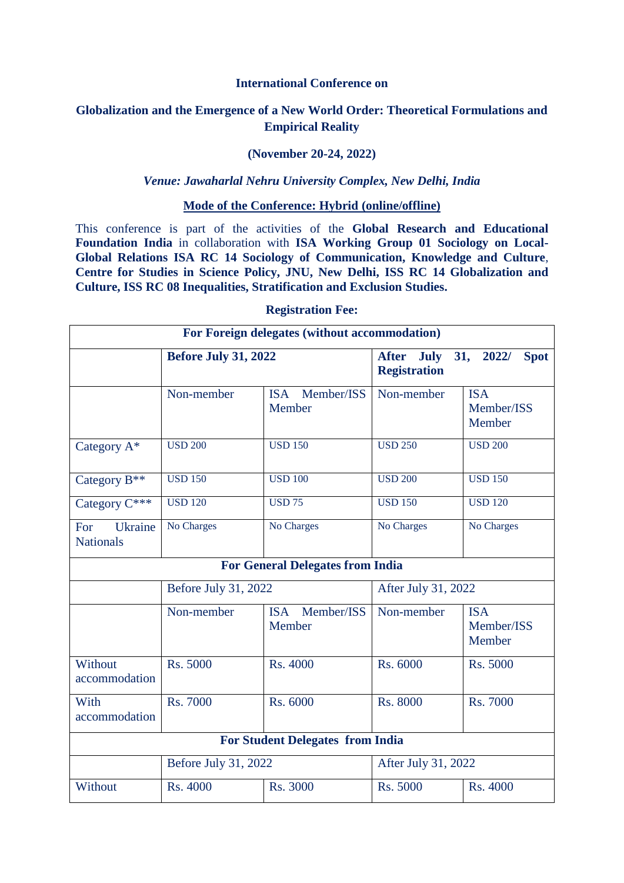**International Conference on**

# Globalization and the Emergence of a New World Order: Theoretical Formulations and Empirical Reality

**(November 20-24, 2022)**

***Venue: Jawaharlal Nehru University Complex, New Delhi, India***

**Mode of the Conference: Hybrid (online/offline)**

This conference is part of the activities of the **Global Research and Educational Foundation India** in collaboration with **ISA Working Group 01 Sociology on Local-Global Relations ISA RC 14 Sociology of Communication, Knowledge and Culture**, **Centre for Studies in Science Policy, JNU, New Delhi, ISS RC 14 Globalization and Culture, ISS RC 08 Inequalities, Stratification and Exclusion Studies.**

**Registration Fee:**

| **For Foreign delegates (without accommodation)** | | | | |
|---|---|---|---|---|
| | **Before July 31, 2022** | | **After July 31, 2022/ Spot Registration** | |
| | Non-member | ISA Member/ISS Member | Non-member | ISA Member/ISS Member |
| Category A* | USD 200 | USD 150 | USD 250 | USD 200 |
| Category B** | USD 150 | USD 100 | USD 200 | USD 150 |
| Category C*** | USD 120 | USD 75 | USD 150 | USD 120 |
| For Ukraine Nationals | No Charges | No Charges | No Charges | No Charges |
| **For General Delegates from India** | | | | |
| | Before July 31, 2022 | | After July 31, 2022 | |
| | Non-member | ISA Member/ISS Member | Non-member | ISA Member/ISS Member |
| Without accommodation | Rs. 5000 | Rs. 4000 | Rs. 6000 | Rs. 5000 |
| With accommodation | Rs. 7000 | Rs. 6000 | Rs. 8000 | Rs. 7000 |
| **For Student Delegates from India** | | | | |
| | Before July 31, 2022 | | After July 31, 2022 | |
| Without | Rs. 4000 | Rs. 3000 | Rs. 5000 | Rs. 4000 |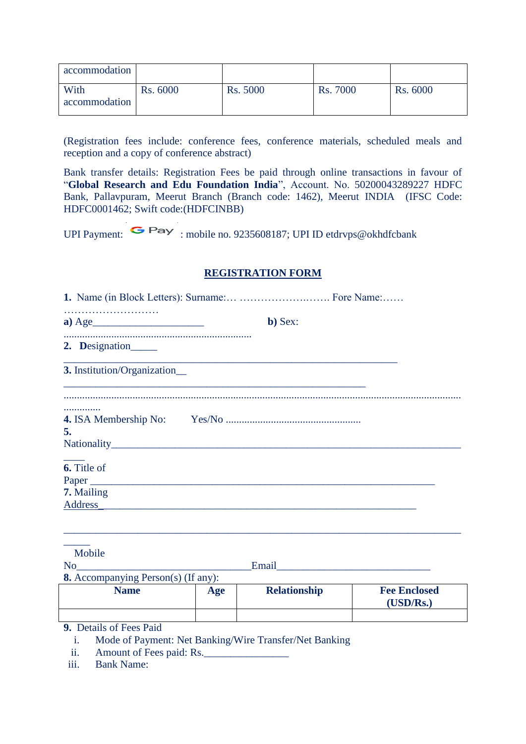| accommodation | | | | |
|---|---|---|---|---|
| With accommodation | Rs. 6000 | Rs. 5000 | Rs. 7000 | Rs. 6000 |

(Registration fees include: conference fees, conference materials, scheduled meals and reception and a copy of conference abstract)

Bank transfer details: Registration Fees be paid through online transactions in favour of "**Global Research and Edu Foundation India**", Account. No. 50200043289227 HDFC Bank, Pallavpuram, Meerut Branch (Branch code: 1462), Meerut INDIA (IFSC Code: HDFC0001462; Swift code:(HDFCINBB)

UPI Payment: G Pay : mobile no. 9235608187; UPI ID etdrvps@okhdfcbank

## REGISTRATION FORM

**1.** Name (in Block Letters): Surname:… ……………….……. Fore Name:…… ………………………

**a)** Age____________________ **b)** Sex: ......................................................................

**2. D**esignation_____ ____________________________________________________________

**3.** Institution/Organization__ ________________________________________________________ ...........................................................................................................................................

**4.** ISA Membership No: Yes/No ..................................................

**5.** Nationality______________________________________________________________________

**6.** Title of Paper _______________________________________________________________

**7.** Mailing Address_________________________________________________________________ ___________________________________________________________________________

Mobile No_______________________________Email___________________________

**8.** Accompanying Person(s) (If any):

| Name | Age | Relationship | Fee Enclosed (USD/Rs.) |
|---|---|---|---|
| | | | |

**9.** Details of Fees Paid

i. Mode of Payment: Net Banking/Wire Transfer/Net Banking

ii. Amount of Fees paid: Rs.______________

iii. Bank Name: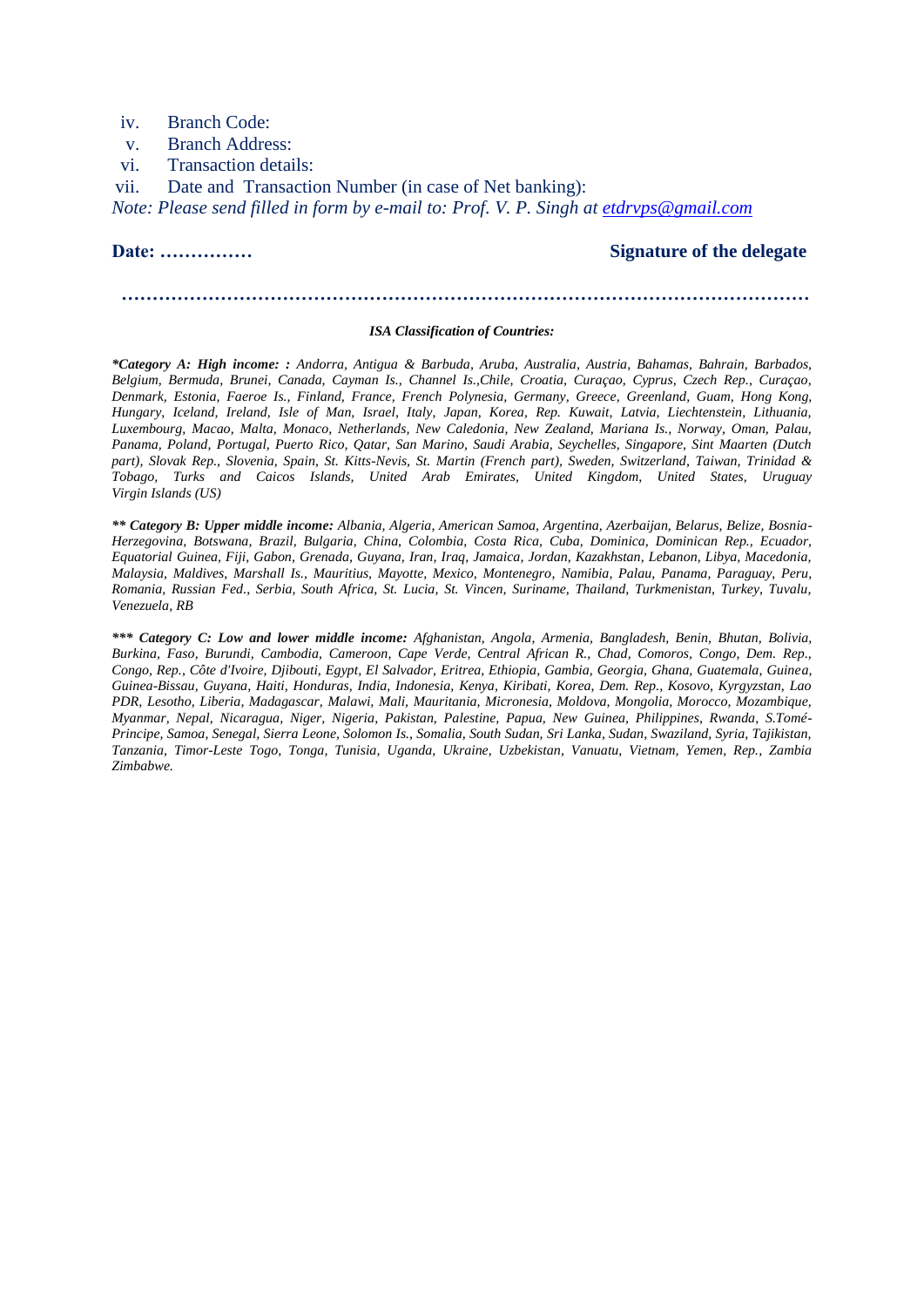iv. Branch Code:
v. Branch Address:
vi. Transaction details:
vii. Date and Transaction Number (in case of Net banking):

*Note: Please send filled in form by e-mail to: Prof. V. P. Singh at [etdrvps@gmail.com](mailto:etdrvps@gmail.com)*

**Date: ……………** **Signature of the delegate**

…………………………………………………………………………………………………

***ISA Classification of Countries:***

***\*Category A: High income: :** Andorra, Antigua & Barbuda, Aruba, Australia, Austria, Bahamas, Bahrain, Barbados, Belgium, Bermuda, Brunei, Canada, Cayman Is., Channel Is.,Chile, Croatia, Curaçao, Cyprus, Czech Rep., Curaçao, Denmark, Estonia, Faeroe Is., Finland, France, French Polynesia, Germany, Greece, Greenland, Guam, Hong Kong, Hungary, Iceland, Ireland, Isle of Man, Israel, Italy, Japan, Korea, Rep. Kuwait, Latvia, Liechtenstein, Lithuania, Luxembourg, Macao, Malta, Monaco, Netherlands, New Caledonia, New Zealand, Mariana Is., Norway, Oman, Palau, Panama, Poland, Portugal, Puerto Rico, Qatar, San Marino, Saudi Arabia, Seychelles, Singapore, Sint Maarten (Dutch part), Slovak Rep., Slovenia, Spain, St. Kitts-Nevis, St. Martin (French part), Sweden, Switzerland, Taiwan, Trinidad & Tobago, Turks and Caicos Islands, United Arab Emirates, United Kingdom, United States, Uruguay Virgin Islands (US)*

***\*\* Category B: Upper middle income:** Albania, Algeria, American Samoa, Argentina, Azerbaijan, Belarus, Belize, Bosnia-Herzegovina, Botswana, Brazil, Bulgaria, China, Colombia, Costa Rica, Cuba, Dominica, Dominican Rep., Ecuador, Equatorial Guinea, Fiji, Gabon, Grenada, Guyana, Iran, Iraq, Jamaica, Jordan, Kazakhstan, Lebanon, Libya, Macedonia, Malaysia, Maldives, Marshall Is., Mauritius, Mayotte, Mexico, Montenegro, Namibia, Palau, Panama, Paraguay, Peru, Romania, Russian Fed., Serbia, South Africa, St. Lucia, St. Vincen, Suriname, Thailand, Turkmenistan, Turkey, Tuvalu, Venezuela, RB*

***\*\*\* Category C: Low and lower middle income:** Afghanistan, Angola, Armenia, Bangladesh, Benin, Bhutan, Bolivia, Burkina, Faso, Burundi, Cambodia, Cameroon, Cape Verde, Central African R., Chad, Comoros, Congo, Dem. Rep., Congo, Rep., Côte d'Ivoire, Djibouti, Egypt, El Salvador, Eritrea, Ethiopia, Gambia, Georgia, Ghana, Guatemala, Guinea, Guinea-Bissau, Guyana, Haiti, Honduras, India, Indonesia, Kenya, Kiribati, Korea, Dem. Rep., Kosovo, Kyrgyzstan, Lao PDR, Lesotho, Liberia, Madagascar, Malawi, Mali, Mauritania, Micronesia, Moldova, Mongolia, Morocco, Mozambique, Myanmar, Nepal, Nicaragua, Niger, Nigeria, Pakistan, Palestine, Papua, New Guinea, Philippines, Rwanda, S.Tomé-Principe, Samoa, Senegal, Sierra Leone, Solomon Is., Somalia, South Sudan, Sri Lanka, Sudan, Swaziland, Syria, Tajikistan, Tanzania, Timor-Leste Togo, Tonga, Tunisia, Uganda, Ukraine, Uzbekistan, Vanuatu, Vietnam, Yemen, Rep., Zambia Zimbabwe.*